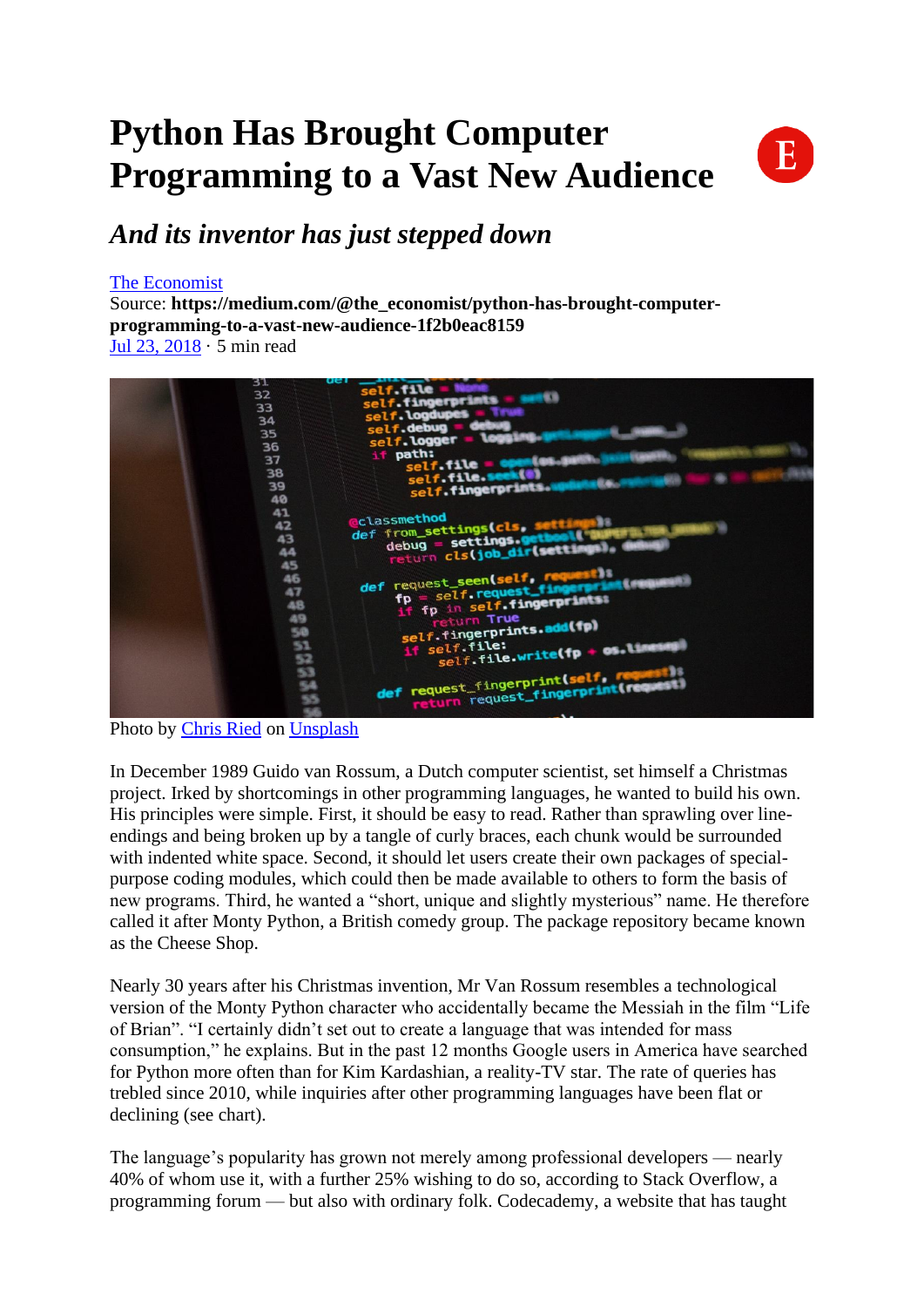# Python Has Brought Computer Programming to a Vast New Audience

## *And its inventor has just stepped down*

The Economist
Source: **https://medium.com/@the_economist/python-has-brought-computer-programming-to-a-vast-new-audience-1f2b0eac8159**
Jul 23, 2018 · 5 min read

Photo by Chris Ried on Unsplash

In December 1989 Guido van Rossum, a Dutch computer scientist, set himself a Christmas project. Irked by shortcomings in other programming languages, he wanted to build his own. His principles were simple. First, it should be easy to read. Rather than sprawling over line-endings and being broken up by a tangle of curly braces, each chunk would be surrounded with indented white space. Second, it should let users create their own packages of special-purpose coding modules, which could then be made available to others to form the basis of new programs. Third, he wanted a "short, unique and slightly mysterious" name. He therefore called it after Monty Python, a British comedy group. The package repository became known as the Cheese Shop.

Nearly 30 years after his Christmas invention, Mr Van Rossum resembles a technological version of the Monty Python character who accidentally became the Messiah in the film "Life of Brian". "I certainly didn't set out to create a language that was intended for mass consumption," he explains. But in the past 12 months Google users in America have searched for Python more often than for Kim Kardashian, a reality-TV star. The rate of queries has trebled since 2010, while inquiries after other programming languages have been flat or declining (see chart).

The language's popularity has grown not merely among professional developers — nearly 40% of whom use it, with a further 25% wishing to do so, according to Stack Overflow, a programming forum — but also with ordinary folk. Codecademy, a website that has taught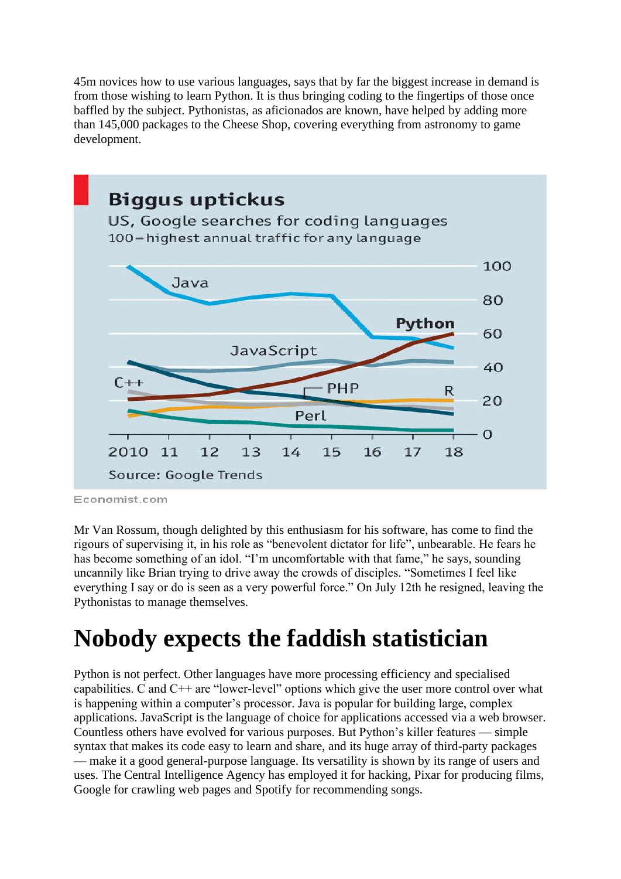45m novices how to use various languages, says that by far the biggest increase in demand is from those wishing to learn Python. It is thus bringing coding to the fingertips of those once baffled by the subject. Pythonistas, as aficionados are known, have helped by adding more than 145,000 packages to the Cheese Shop, covering everything from astronomy to game development.

**Biggus uptickus**

US, Google searches for coding languages
100=highest annual traffic for any language

Source: Google Trends

Economist.com

Mr Van Rossum, though delighted by this enthusiasm for his software, has come to find the rigours of supervising it, in his role as "benevolent dictator for life", unbearable. He fears he has become something of an idol. "I'm uncomfortable with that fame," he says, sounding uncannily like Brian trying to drive away the crowds of disciples. "Sometimes I feel like everything I say or do is seen as a very powerful force." On July 12th he resigned, leaving the Pythonistas to manage themselves.

# Nobody expects the faddish statistician

Python is not perfect. Other languages have more processing efficiency and specialised capabilities. C and C++ are "lower-level" options which give the user more control over what is happening within a computer's processor. Java is popular for building large, complex applications. JavaScript is the language of choice for applications accessed via a web browser. Countless others have evolved for various purposes. But Python's killer features — simple syntax that makes its code easy to learn and share, and its huge array of third-party packages — make it a good general-purpose language. Its versatility is shown by its range of users and uses. The Central Intelligence Agency has employed it for hacking, Pixar for producing films, Google for crawling web pages and Spotify for recommending songs.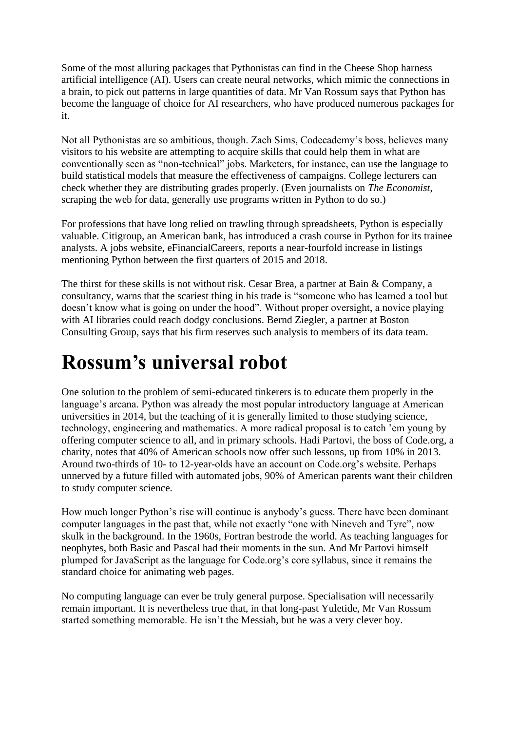Some of the most alluring packages that Pythonistas can find in the Cheese Shop harness artificial intelligence (AI). Users can create neural networks, which mimic the connections in a brain, to pick out patterns in large quantities of data. Mr Van Rossum says that Python has become the language of choice for AI researchers, who have produced numerous packages for it.

Not all Pythonistas are so ambitious, though. Zach Sims, Codecademy's boss, believes many visitors to his website are attempting to acquire skills that could help them in what are conventionally seen as "non-technical" jobs. Marketers, for instance, can use the language to build statistical models that measure the effectiveness of campaigns. College lecturers can check whether they are distributing grades properly. (Even journalists on *The Economist*, scraping the web for data, generally use programs written in Python to do so.)

For professions that have long relied on trawling through spreadsheets, Python is especially valuable. Citigroup, an American bank, has introduced a crash course in Python for its trainee analysts. A jobs website, eFinancialCareers, reports a near-fourfold increase in listings mentioning Python between the first quarters of 2015 and 2018.

The thirst for these skills is not without risk. Cesar Brea, a partner at Bain & Company, a consultancy, warns that the scariest thing in his trade is "someone who has learned a tool but doesn't know what is going on under the hood". Without proper oversight, a novice playing with AI libraries could reach dodgy conclusions. Bernd Ziegler, a partner at Boston Consulting Group, says that his firm reserves such analysis to members of its data team.

# Rossum's universal robot

One solution to the problem of semi-educated tinkerers is to educate them properly in the language's arcana. Python was already the most popular introductory language at American universities in 2014, but the teaching of it is generally limited to those studying science, technology, engineering and mathematics. A more radical proposal is to catch 'em young by offering computer science to all, and in primary schools. Hadi Partovi, the boss of Code.org, a charity, notes that 40% of American schools now offer such lessons, up from 10% in 2013. Around two-thirds of 10- to 12-year-olds have an account on Code.org's website. Perhaps unnerved by a future filled with automated jobs, 90% of American parents want their children to study computer science.

How much longer Python's rise will continue is anybody's guess. There have been dominant computer languages in the past that, while not exactly "one with Nineveh and Tyre", now skulk in the background. In the 1960s, Fortran bestrode the world. As teaching languages for neophytes, both Basic and Pascal had their moments in the sun. And Mr Partovi himself plumped for JavaScript as the language for Code.org's core syllabus, since it remains the standard choice for animating web pages.

No computing language can ever be truly general purpose. Specialisation will necessarily remain important. It is nevertheless true that, in that long-past Yuletide, Mr Van Rossum started something memorable. He isn't the Messiah, but he was a very clever boy.